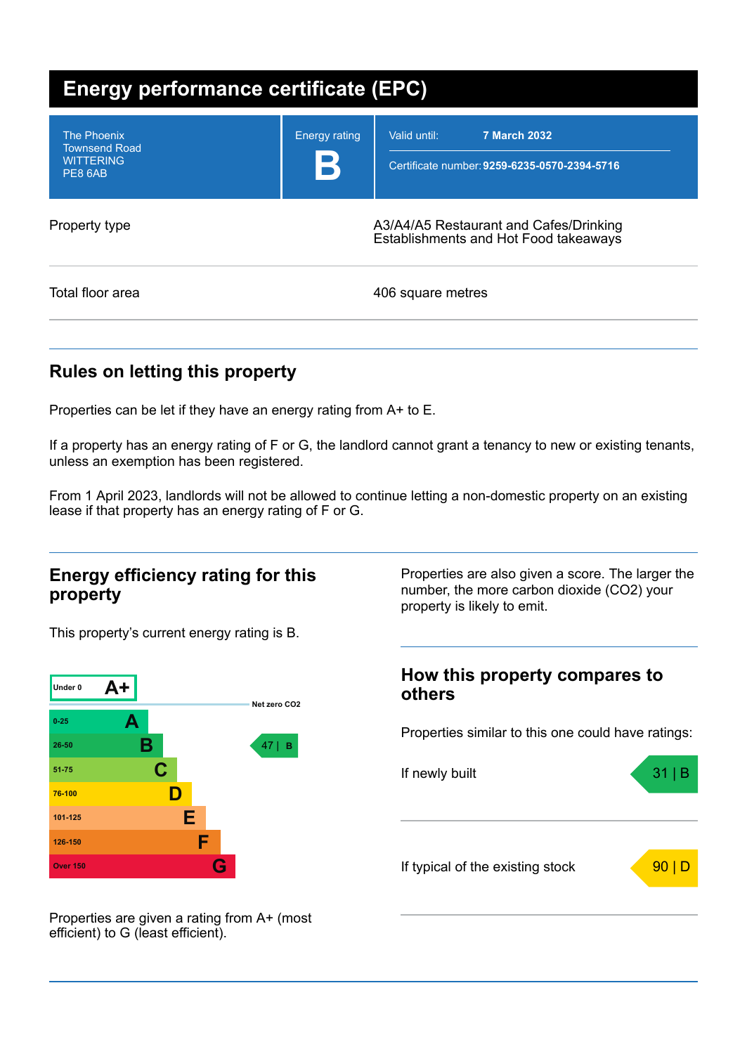# Energy performance certificate (EPC)

| The Phoenix<br>Townsend Road<br>WITTERING<br>PE8 6AB | Energy rating<br>**B** | Valid until: **7 March 2032**<br>Certificate number: **9259-6235-0570-2394-5716** |
|---|---|---|

| | |
|---|---|
| Property type | A3/A4/A5 Restaurant and Cafes/Drinking Establishments and Hot Food takeaways |
| Total floor area | 406 square metres |

## Rules on letting this property

Properties can be let if they have an energy rating from A+ to E.

If a property has an energy rating of F or G, the landlord cannot grant a tenancy to new or existing tenants, unless an exemption has been registered.

From 1 April 2023, landlords will not be allowed to continue letting a non-domestic property on an existing lease if that property has an energy rating of F or G.

## Energy efficiency rating for this property

This property's current energy rating is B.

| Score | Rating |
|---|---|
| Under 0 | A+ |
| 0-25 | A |
| 26-50 | B |
| 51-75 | C |
| 76-100 | D |
| 101-125 | E |
| 126-150 | F |
| Over 150 | G |

Net zero $CO_2$

This property: 47 | B

Properties are given a rating from A+ (most efficient) to G (least efficient).

Properties are also given a score. The larger the number, the more carbon dioxide ($CO_2$) your property is likely to emit.

## How this property compares to others

Properties similar to this one could have ratings:

| | |
|---|---|
| If newly built | 31 \| B |
| If typical of the existing stock | 90 \| D |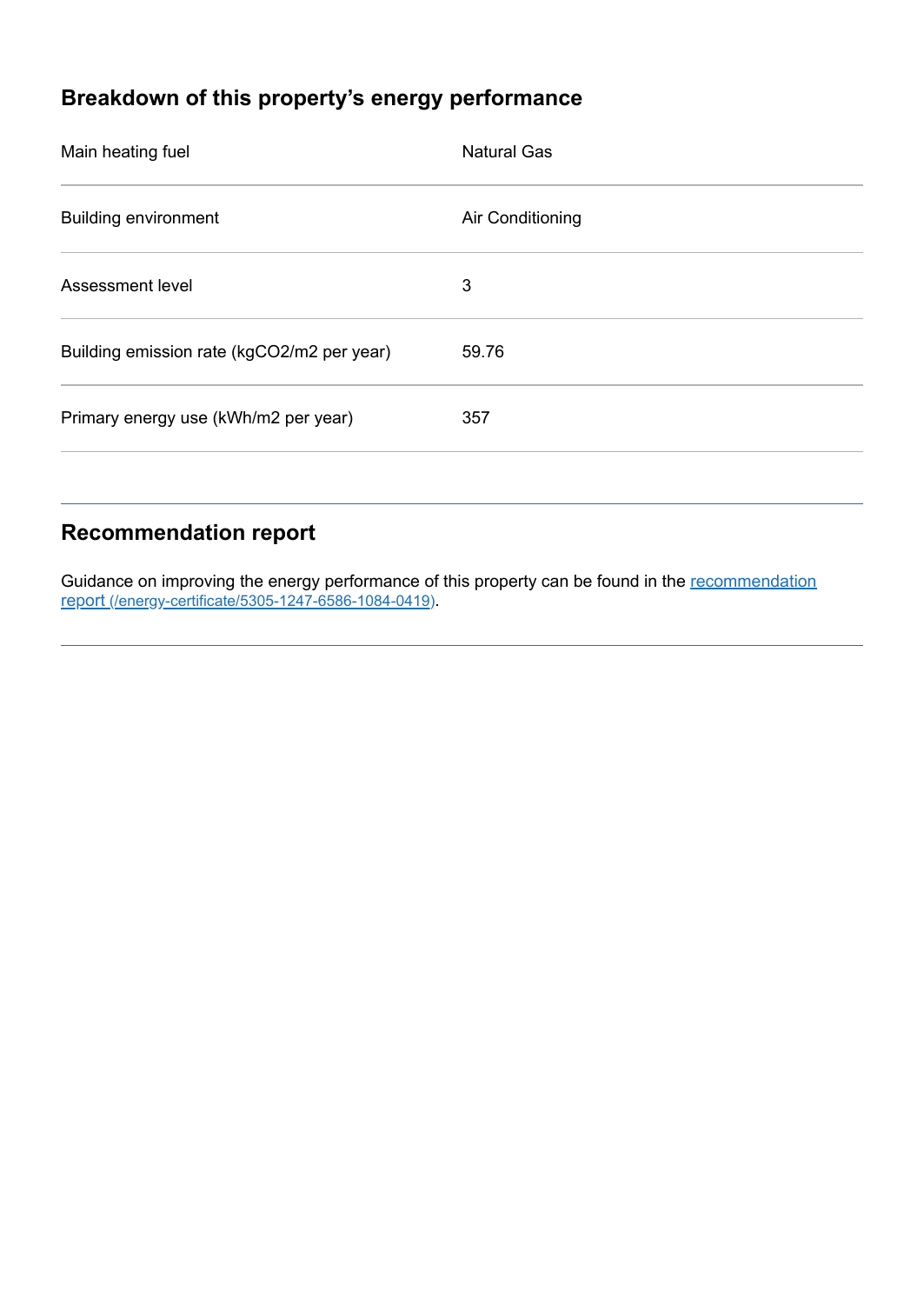## Breakdown of this property's energy performance

| | |
|---|---|
| Main heating fuel | Natural Gas |
| Building environment | Air Conditioning |
| Assessment level | 3 |
| Building emission rate (kgCO2/m2 per year) | 59.76 |
| Primary energy use (kWh/m2 per year) | 357 |

## Recommendation report

Guidance on improving the energy performance of this property can be found in the [recommendation report (/energy-certificate/5305-1247-6586-1084-0419)](/energy-certificate/5305-1247-6586-1084-0419).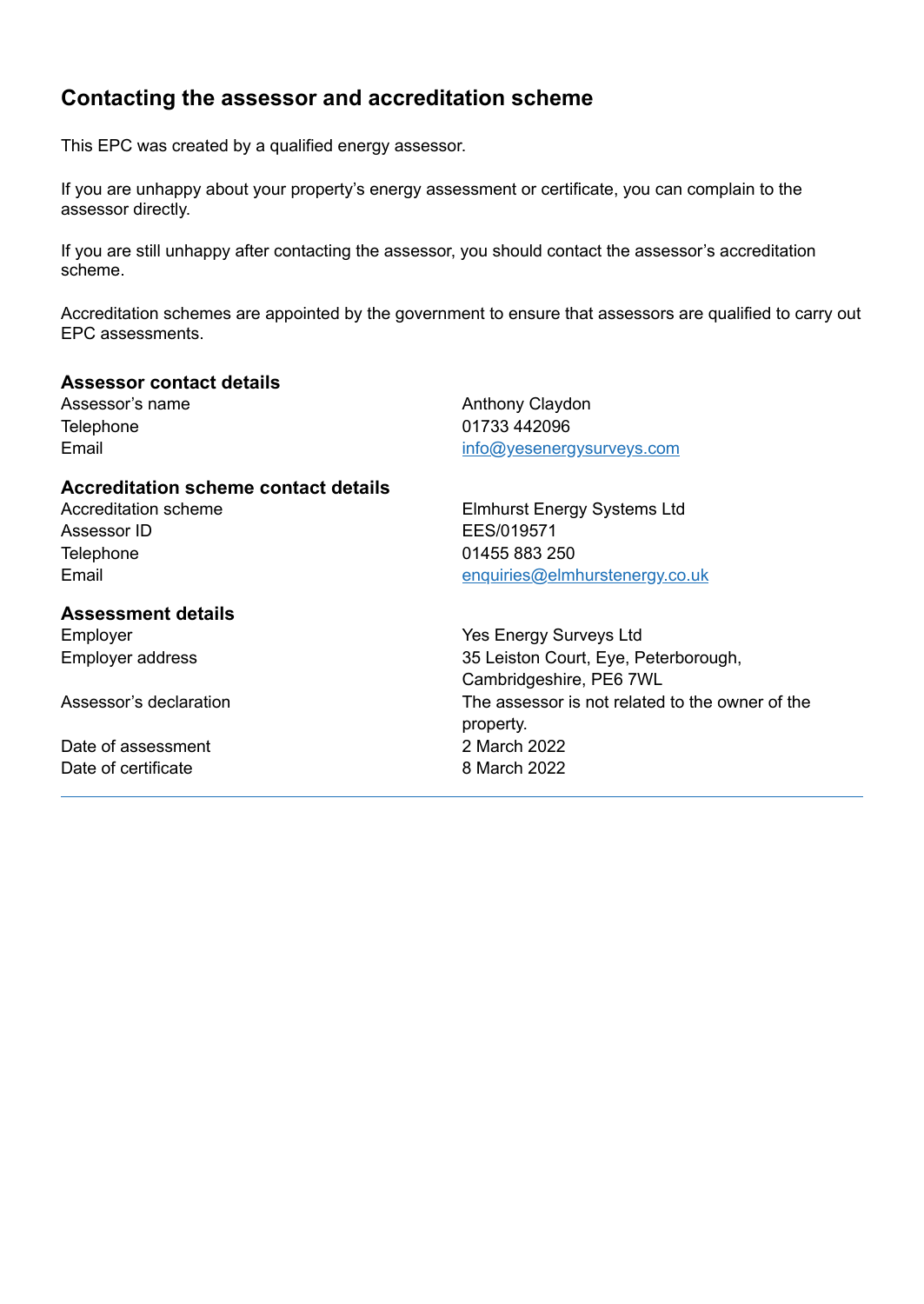## Contacting the assessor and accreditation scheme

This EPC was created by a qualified energy assessor.

If you are unhappy about your property's energy assessment or certificate, you can complain to the assessor directly.

If you are still unhappy after contacting the assessor, you should contact the assessor's accreditation scheme.

Accreditation schemes are appointed by the government to ensure that assessors are qualified to carry out EPC assessments.

### Assessor contact details

| | |
|---|---|
| Assessor's name | Anthony Claydon |
| Telephone | 01733 442096 |
| Email | info@yesenergysurveys.com |

### Accreditation scheme contact details

| | |
|---|---|
| Accreditation scheme | Elmhurst Energy Systems Ltd |
| Assessor ID | EES/019571 |
| Telephone | 01455 883 250 |
| Email | enquiries@elmhurstenergy.co.uk |

### Assessment details

| | |
|---|---|
| Employer | Yes Energy Surveys Ltd |
| Employer address | 35 Leiston Court, Eye, Peterborough, Cambridgeshire, PE6 7WL |
| Assessor's declaration | The assessor is not related to the owner of the property. |
| Date of assessment | 2 March 2022 |
| Date of certificate | 8 March 2022 |